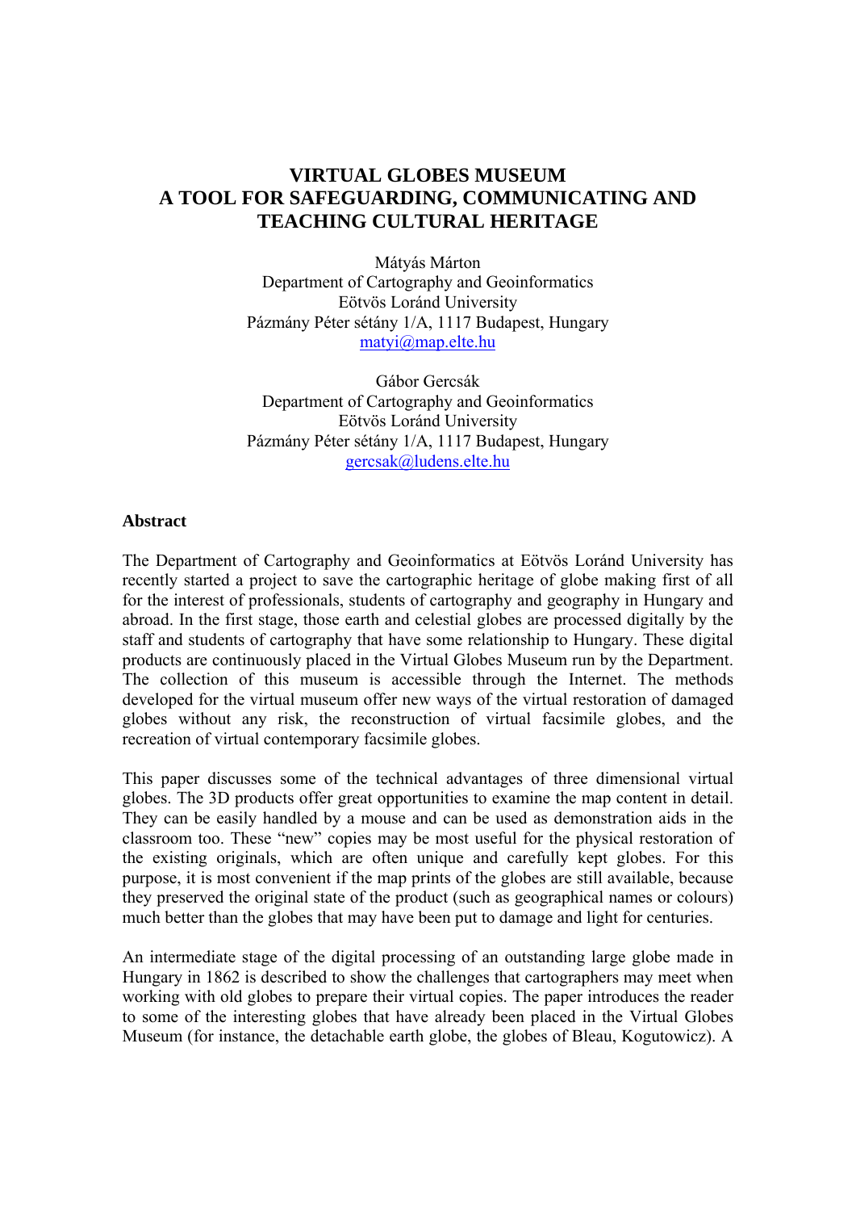# VIRTUAL GLOBES MUSEUM
# A TOOL FOR SAFEGUARDING, COMMUNICATING AND TEACHING CULTURAL HERITAGE

Mátyás Márton
Department of Cartography and Geoinformatics
Eötvös Loránd University
Pázmány Péter sétány 1/A, 1117 Budapest, Hungary
matyi@map.elte.hu

Gábor Gercsák
Department of Cartography and Geoinformatics
Eötvös Loránd University
Pázmány Péter sétány 1/A, 1117 Budapest, Hungary
gercsak@ludens.elte.hu

**Abstract**

The Department of Cartography and Geoinformatics at Eötvös Loránd University has recently started a project to save the cartographic heritage of globe making first of all for the interest of professionals, students of cartography and geography in Hungary and abroad. In the first stage, those earth and celestial globes are processed digitally by the staff and students of cartography that have some relationship to Hungary. These digital products are continuously placed in the Virtual Globes Museum run by the Department. The collection of this museum is accessible through the Internet. The methods developed for the virtual museum offer new ways of the virtual restoration of damaged globes without any risk, the reconstruction of virtual facsimile globes, and the recreation of virtual contemporary facsimile globes.

This paper discusses some of the technical advantages of three dimensional virtual globes. The 3D products offer great opportunities to examine the map content in detail. They can be easily handled by a mouse and can be used as demonstration aids in the classroom too. These "new" copies may be most useful for the physical restoration of the existing originals, which are often unique and carefully kept globes. For this purpose, it is most convenient if the map prints of the globes are still available, because they preserved the original state of the product (such as geographical names or colours) much better than the globes that may have been put to damage and light for centuries.

An intermediate stage of the digital processing of an outstanding large globe made in Hungary in 1862 is described to show the challenges that cartographers may meet when working with old globes to prepare their virtual copies. The paper introduces the reader to some of the interesting globes that have already been placed in the Virtual Globes Museum (for instance, the detachable earth globe, the globes of Bleau, Kogutowicz). A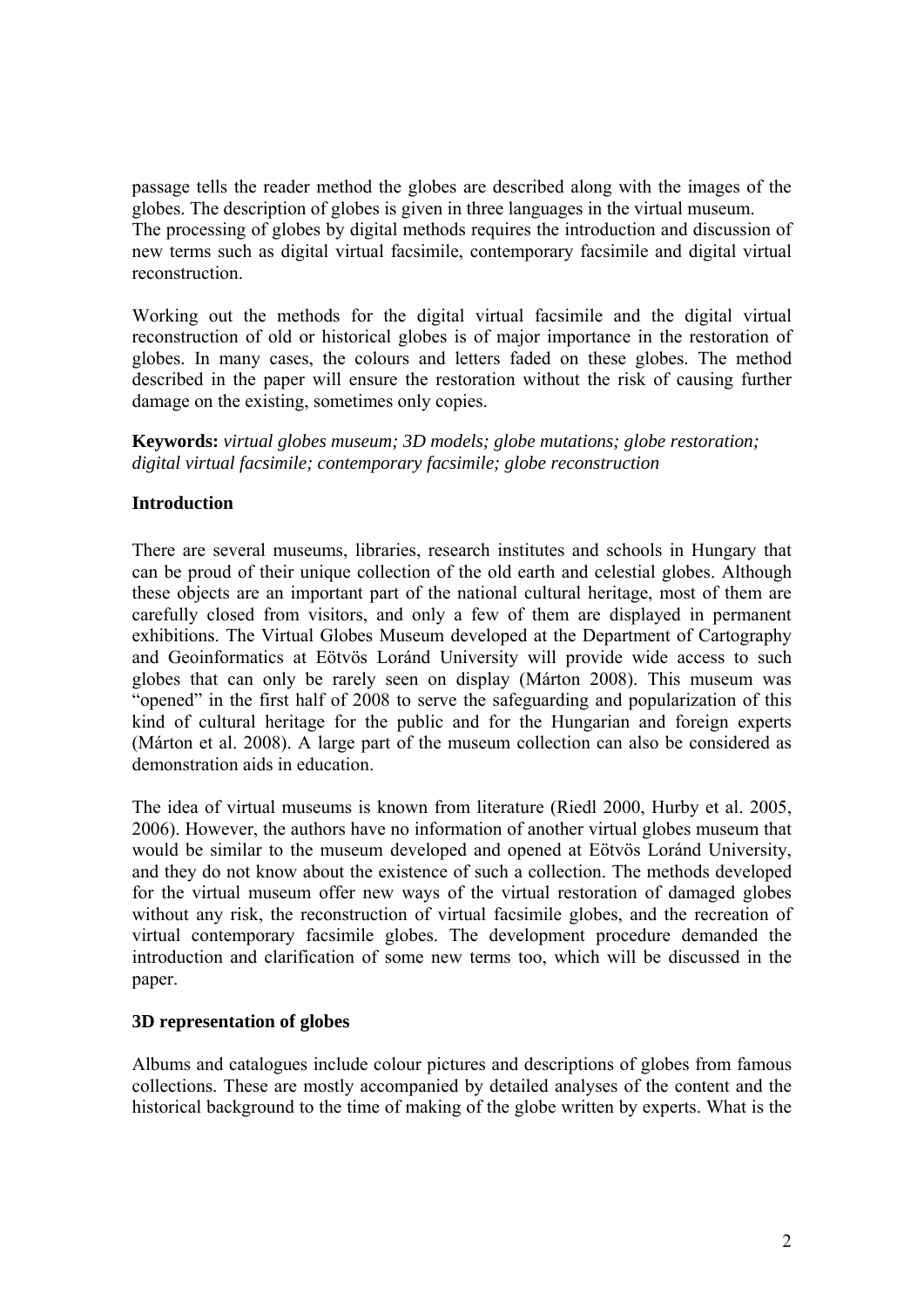passage tells the reader method the globes are described along with the images of the globes. The description of globes is given in three languages in the virtual museum.
The processing of globes by digital methods requires the introduction and discussion of new terms such as digital virtual facsimile, contemporary facsimile and digital virtual reconstruction.

Working out the methods for the digital virtual facsimile and the digital virtual reconstruction of old or historical globes is of major importance in the restoration of globes. In many cases, the colours and letters faded on these globes. The method described in the paper will ensure the restoration without the risk of causing further damage on the existing, sometimes only copies.

**Keywords:** *virtual globes museum; 3D models; globe mutations; globe restoration; digital virtual facsimile; contemporary facsimile; globe reconstruction*

## Introduction

There are several museums, libraries, research institutes and schools in Hungary that can be proud of their unique collection of the old earth and celestial globes. Although these objects are an important part of the national cultural heritage, most of them are carefully closed from visitors, and only a few of them are displayed in permanent exhibitions. The Virtual Globes Museum developed at the Department of Cartography and Geoinformatics at Eötvös Loránd University will provide wide access to such globes that can only be rarely seen on display (Márton 2008). This museum was "opened" in the first half of 2008 to serve the safeguarding and popularization of this kind of cultural heritage for the public and for the Hungarian and foreign experts (Márton et al. 2008). A large part of the museum collection can also be considered as demonstration aids in education.

The idea of virtual museums is known from literature (Riedl 2000, Hurby et al. 2005, 2006). However, the authors have no information of another virtual globes museum that would be similar to the museum developed and opened at Eötvös Loránd University, and they do not know about the existence of such a collection. The methods developed for the virtual museum offer new ways of the virtual restoration of damaged globes without any risk, the reconstruction of virtual facsimile globes, and the recreation of virtual contemporary facsimile globes. The development procedure demanded the introduction and clarification of some new terms too, which will be discussed in the paper.

## 3D representation of globes

Albums and catalogues include colour pictures and descriptions of globes from famous collections. These are mostly accompanied by detailed analyses of the content and the historical background to the time of making of the globe written by experts. What is the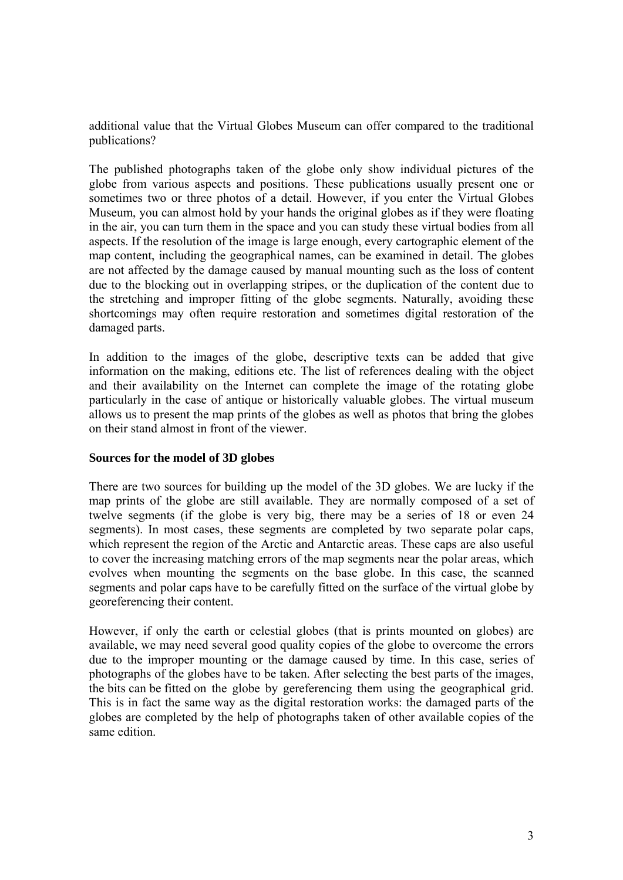additional value that the Virtual Globes Museum can offer compared to the traditional publications?

The published photographs taken of the globe only show individual pictures of the globe from various aspects and positions. These publications usually present one or sometimes two or three photos of a detail. However, if you enter the Virtual Globes Museum, you can almost hold by your hands the original globes as if they were floating in the air, you can turn them in the space and you can study these virtual bodies from all aspects. If the resolution of the image is large enough, every cartographic element of the map content, including the geographical names, can be examined in detail. The globes are not affected by the damage caused by manual mounting such as the loss of content due to the blocking out in overlapping stripes, or the duplication of the content due to the stretching and improper fitting of the globe segments. Naturally, avoiding these shortcomings may often require restoration and sometimes digital restoration of the damaged parts.

In addition to the images of the globe, descriptive texts can be added that give information on the making, editions etc. The list of references dealing with the object and their availability on the Internet can complete the image of the rotating globe particularly in the case of antique or historically valuable globes. The virtual museum allows us to present the map prints of the globes as well as photos that bring the globes on their stand almost in front of the viewer.

**Sources for the model of 3D globes**

There are two sources for building up the model of the 3D globes. We are lucky if the map prints of the globe are still available. They are normally composed of a set of twelve segments (if the globe is very big, there may be a series of 18 or even 24 segments). In most cases, these segments are completed by two separate polar caps, which represent the region of the Arctic and Antarctic areas. These caps are also useful to cover the increasing matching errors of the map segments near the polar areas, which evolves when mounting the segments on the base globe. In this case, the scanned segments and polar caps have to be carefully fitted on the surface of the virtual globe by georeferencing their content.

However, if only the earth or celestial globes (that is prints mounted on globes) are available, we may need several good quality copies of the globe to overcome the errors due to the improper mounting or the damage caused by time. In this case, series of photographs of the globes have to be taken. After selecting the best parts of the images, the bits can be fitted on the globe by gereferencing them using the geographical grid. This is in fact the same way as the digital restoration works: the damaged parts of the globes are completed by the help of photographs taken of other available copies of the same edition.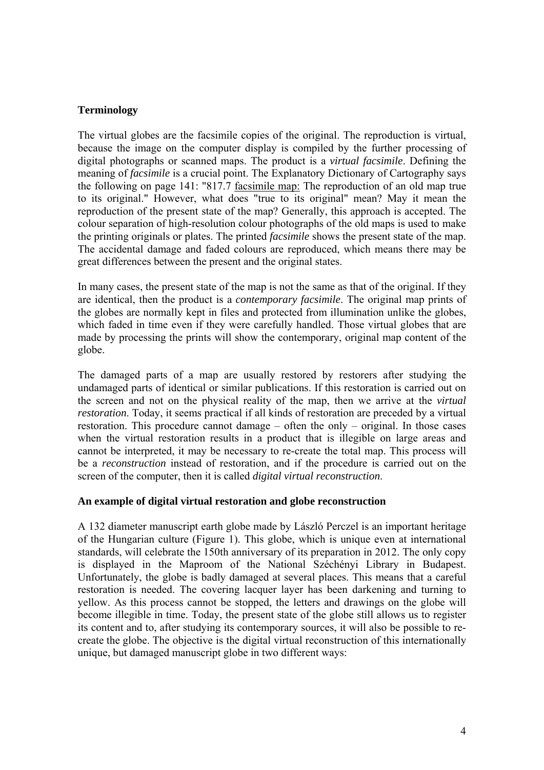## Terminology

The virtual globes are the facsimile copies of the original. The reproduction is virtual, because the image on the computer display is compiled by the further processing of digital photographs or scanned maps. The product is a *virtual facsimile*. Defining the meaning of *facsimile* is a crucial point. The Explanatory Dictionary of Cartography says the following on page 141: "817.7 facsimile map: The reproduction of an old map true to its original." However, what does "true to its original" mean? May it mean the reproduction of the present state of the map? Generally, this approach is accepted. The colour separation of high-resolution colour photographs of the old maps is used to make the printing originals or plates. The printed *facsimile* shows the present state of the map. The accidental damage and faded colours are reproduced, which means there may be great differences between the present and the original states.

In many cases, the present state of the map is not the same as that of the original. If they are identical, then the product is a *contemporary facsimile*. The original map prints of the globes are normally kept in files and protected from illumination unlike the globes, which faded in time even if they were carefully handled. Those virtual globes that are made by processing the prints will show the contemporary, original map content of the globe.

The damaged parts of a map are usually restored by restorers after studying the undamaged parts of identical or similar publications. If this restoration is carried out on the screen and not on the physical reality of the map, then we arrive at the *virtual restoration*. Today, it seems practical if all kinds of restoration are preceded by a virtual restoration. This procedure cannot damage – often the only – original. In those cases when the virtual restoration results in a product that is illegible on large areas and cannot be interpreted, it may be necessary to re-create the total map. This process will be a *reconstruction* instead of restoration, and if the procedure is carried out on the screen of the computer, then it is called *digital virtual reconstruction*.

## An example of digital virtual restoration and globe reconstruction

A 132 diameter manuscript earth globe made by László Perczel is an important heritage of the Hungarian culture (Figure 1). This globe, which is unique even at international standards, will celebrate the 150th anniversary of its preparation in 2012. The only copy is displayed in the Maproom of the National Széchényi Library in Budapest. Unfortunately, the globe is badly damaged at several places. This means that a careful restoration is needed. The covering lacquer layer has been darkening and turning to yellow. As this process cannot be stopped, the letters and drawings on the globe will become illegible in time. Today, the present state of the globe still allows us to register its content and to, after studying its contemporary sources, it will also be possible to re-create the globe. The objective is the digital virtual reconstruction of this internationally unique, but damaged manuscript globe in two different ways: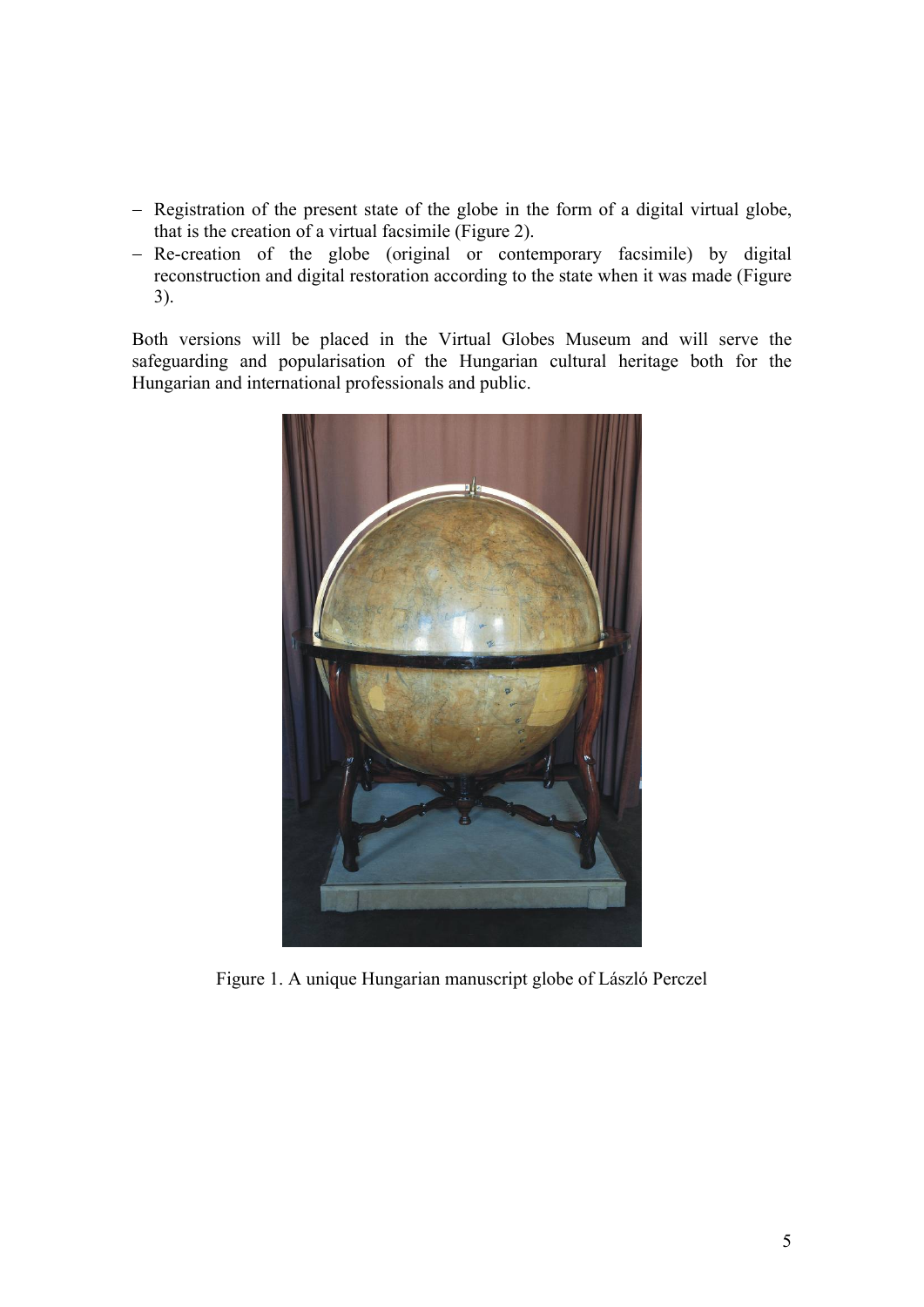- Registration of the present state of the globe in the form of a digital virtual globe, that is the creation of a virtual facsimile (Figure 2).
- Re-creation of the globe (original or contemporary facsimile) by digital reconstruction and digital restoration according to the state when it was made (Figure 3).

Both versions will be placed in the Virtual Globes Museum and will serve the safeguarding and popularisation of the Hungarian cultural heritage both for the Hungarian and international professionals and public.

Figure 1. A unique Hungarian manuscript globe of László Perczel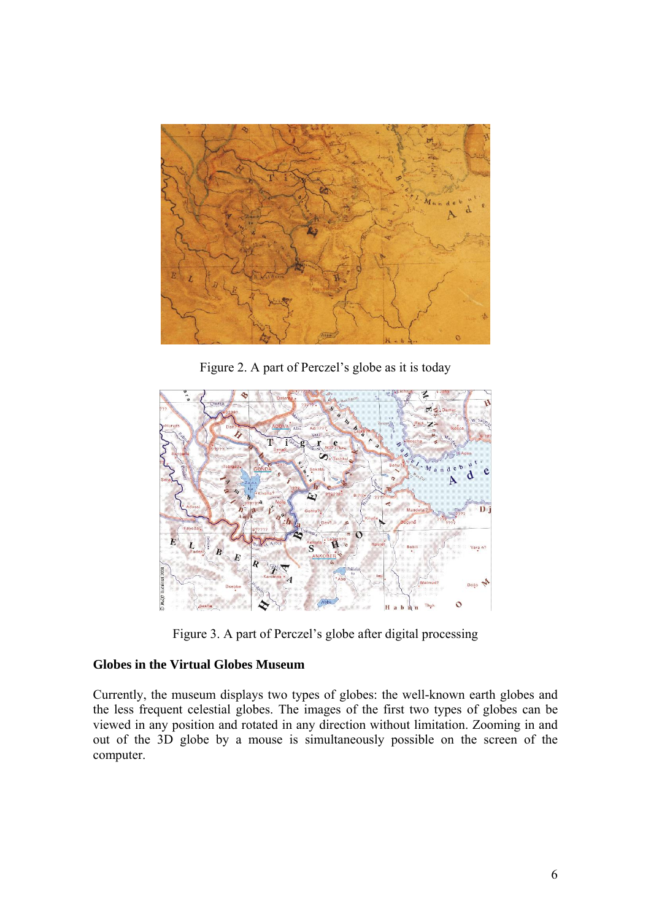Figure 2. A part of Perczel's globe as it is today

Figure 3. A part of Perczel's globe after digital processing

**Globes in the Virtual Globes Museum**

Currently, the museum displays two types of globes: the well-known earth globes and the less frequent celestial globes. The images of the first two types of globes can be viewed in any position and rotated in any direction without limitation. Zooming in and out of the 3D globe by a mouse is simultaneously possible on the screen of the computer.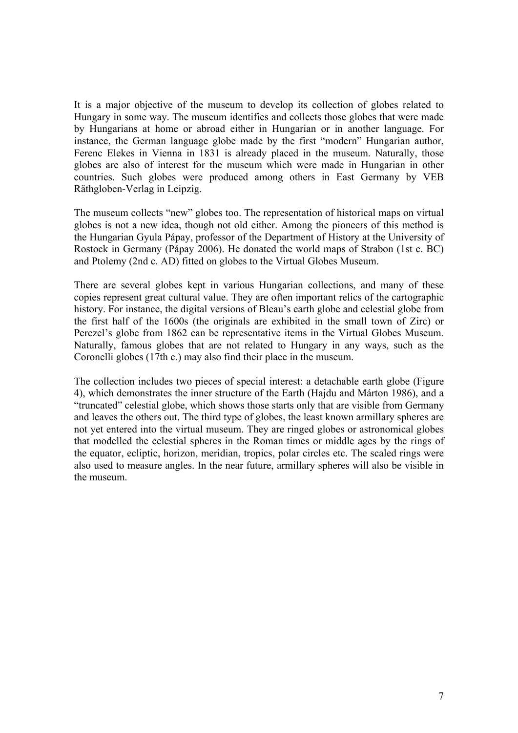It is a major objective of the museum to develop its collection of globes related to Hungary in some way. The museum identifies and collects those globes that were made by Hungarians at home or abroad either in Hungarian or in another language. For instance, the German language globe made by the first "modern" Hungarian author, Ferenc Elekes in Vienna in 1831 is already placed in the museum. Naturally, those globes are also of interest for the museum which were made in Hungarian in other countries. Such globes were produced among others in East Germany by VEB Räthgloben-Verlag in Leipzig.

The museum collects "new" globes too. The representation of historical maps on virtual globes is not a new idea, though not old either. Among the pioneers of this method is the Hungarian Gyula Pápay, professor of the Department of History at the University of Rostock in Germany (Pápay 2006). He donated the world maps of Strabon (1st c. BC) and Ptolemy (2nd c. AD) fitted on globes to the Virtual Globes Museum.

There are several globes kept in various Hungarian collections, and many of these copies represent great cultural value. They are often important relics of the cartographic history. For instance, the digital versions of Bleau's earth globe and celestial globe from the first half of the 1600s (the originals are exhibited in the small town of Zirc) or Perczel's globe from 1862 can be representative items in the Virtual Globes Museum. Naturally, famous globes that are not related to Hungary in any ways, such as the Coronelli globes (17th c.) may also find their place in the museum.

The collection includes two pieces of special interest: a detachable earth globe (Figure 4), which demonstrates the inner structure of the Earth (Hajdu and Márton 1986), and a "truncated" celestial globe, which shows those starts only that are visible from Germany and leaves the others out. The third type of globes, the least known armillary spheres are not yet entered into the virtual museum. They are ringed globes or astronomical globes that modelled the celestial spheres in the Roman times or middle ages by the rings of the equator, ecliptic, horizon, meridian, tropics, polar circles etc. The scaled rings were also used to measure angles. In the near future, armillary spheres will also be visible in the museum.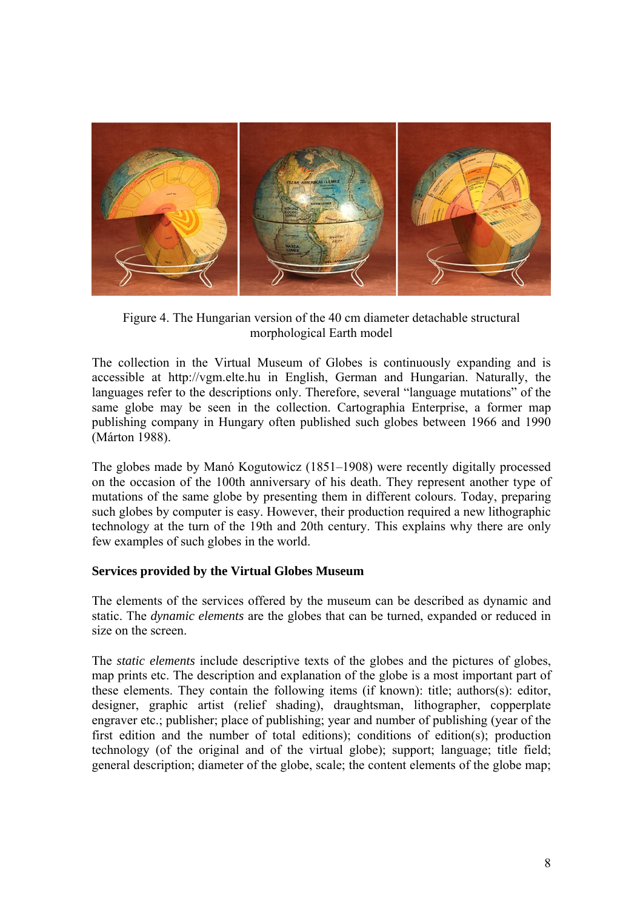Figure 4. The Hungarian version of the 40 cm diameter detachable structural morphological Earth model

The collection in the Virtual Museum of Globes is continuously expanding and is accessible at http://vgm.elte.hu in English, German and Hungarian. Naturally, the languages refer to the descriptions only. Therefore, several "language mutations" of the same globe may be seen in the collection. Cartographia Enterprise, a former map publishing company in Hungary often published such globes between 1966 and 1990 (Márton 1988).

The globes made by Manó Kogutowicz (1851–1908) were recently digitally processed on the occasion of the 100th anniversary of his death. They represent another type of mutations of the same globe by presenting them in different colours. Today, preparing such globes by computer is easy. However, their production required a new lithographic technology at the turn of the 19th and 20th century. This explains why there are only few examples of such globes in the world.

**Services provided by the Virtual Globes Museum**

The elements of the services offered by the museum can be described as dynamic and static. The *dynamic elements* are the globes that can be turned, expanded or reduced in size on the screen.

The *static elements* include descriptive texts of the globes and the pictures of globes, map prints etc. The description and explanation of the globe is a most important part of these elements. They contain the following items (if known): title; authors(s): editor, designer, graphic artist (relief shading), draughtsman, lithographer, copperplate engraver etc.; publisher; place of publishing; year and number of publishing (year of the first edition and the number of total editions); conditions of edition(s); production technology (of the original and of the virtual globe); support; language; title field; general description; diameter of the globe, scale; the content elements of the globe map;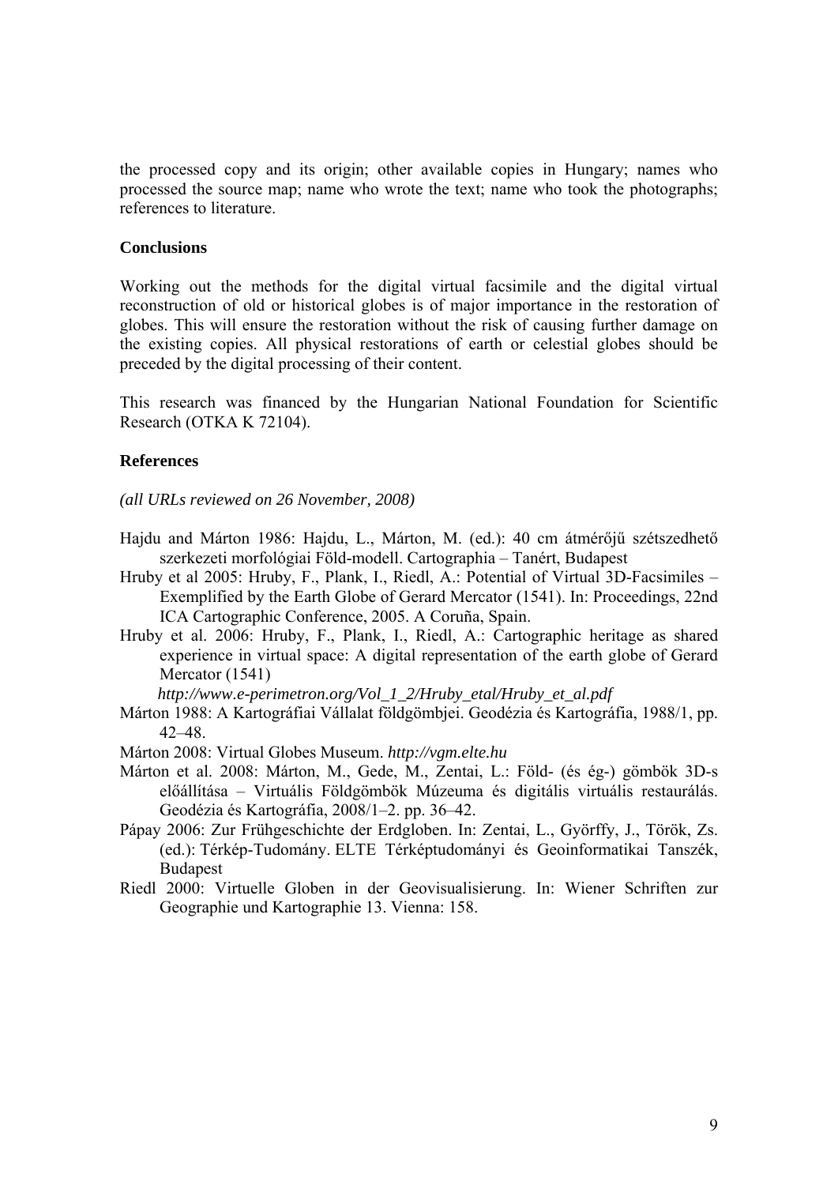the processed copy and its origin; other available copies in Hungary; names who processed the source map; name who wrote the text; name who took the photographs; references to literature.

## Conclusions

Working out the methods for the digital virtual facsimile and the digital virtual reconstruction of old or historical globes is of major importance in the restoration of globes. This will ensure the restoration without the risk of causing further damage on the existing copies. All physical restorations of earth or celestial globes should be preceded by the digital processing of their content.

This research was financed by the Hungarian National Foundation for Scientific Research (OTKA K 72104).

## References

*(all URLs reviewed on 26 November, 2008)*

Hajdu and Márton 1986: Hajdu, L., Márton, M. (ed.): 40 cm átmérőjű szétszedhető szerkezeti morfológiai Föld-modell. Cartographia – Tanért, Budapest

Hruby et al 2005: Hruby, F., Plank, I., Riedl, A.: Potential of Virtual 3D-Facsimiles – Exemplified by the Earth Globe of Gerard Mercator (1541). In: Proceedings, 22nd ICA Cartographic Conference, 2005. A Coruña, Spain.

Hruby et al. 2006: Hruby, F., Plank, I., Riedl, A.: Cartographic heritage as shared experience in virtual space: A digital representation of the earth globe of Gerard Mercator (1541) *http://www.e-perimetron.org/Vol_1_2/Hruby_etal/Hruby_et_al.pdf*

Márton 1988: A Kartográfiai Vállalat földgömbjei. Geodézia és Kartográfia, 1988/1, pp. 42–48.

Márton 2008: Virtual Globes Museum. *http://vgm.elte.hu*

Márton et al. 2008: Márton, M., Gede, M., Zentai, L.: Föld- (és ég-) gömbök 3D-s előállítása – Virtuális Földgömbök Múzeuma és digitális virtuális restaurálás. Geodézia és Kartográfia, 2008/1–2. pp. 36–42.

Pápay 2006: Zur Frühgeschichte der Erdgloben. In: Zentai, L., Györffy, J., Török, Zs. (ed.): Térkép-Tudomány. ELTE Térképtudományi és Geoinformatikai Tanszék, Budapest

Riedl 2000: Virtuelle Globen in der Geovisualisierung. In: Wiener Schriften zur Geographie und Kartographie 13. Vienna: 158.